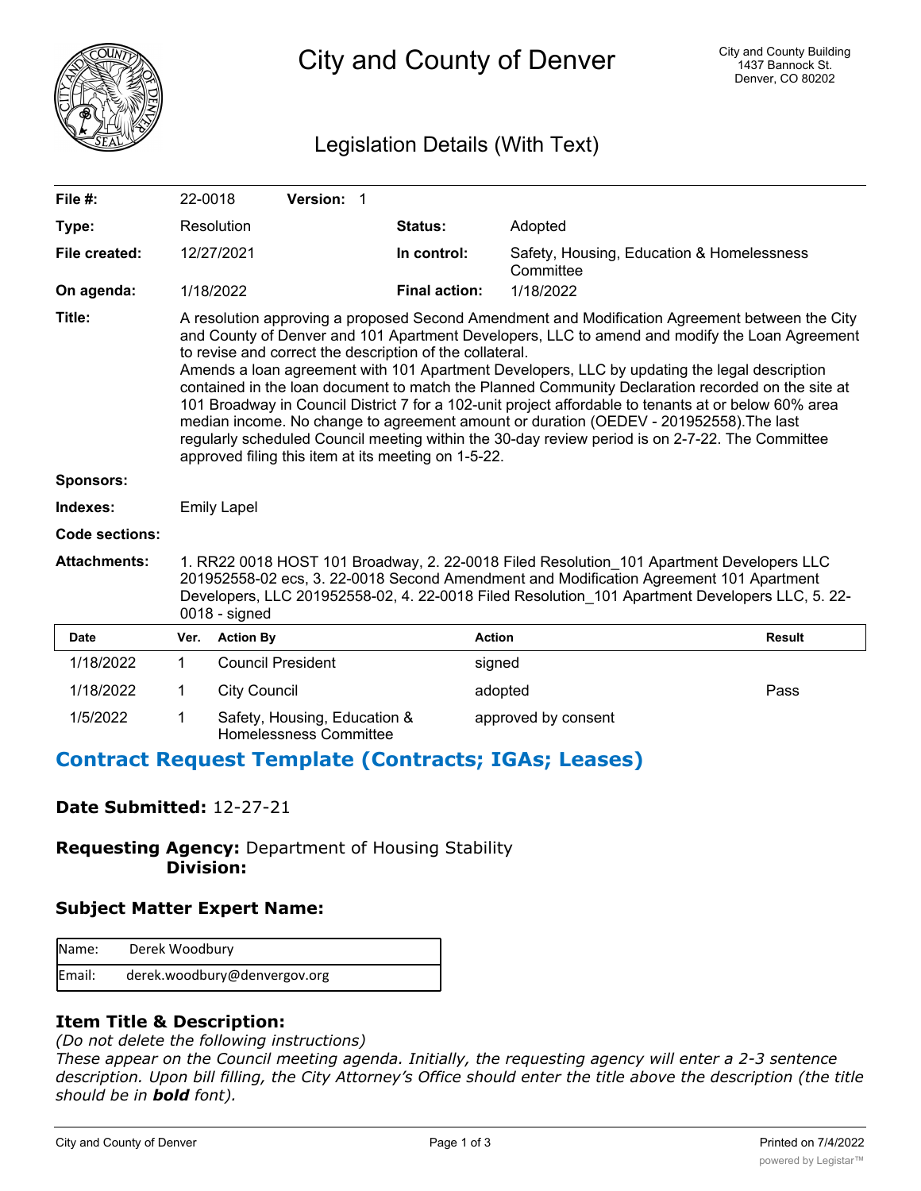# City and County of Denver

City and County Building
1437 Bannock St.
Denver, CO 80202

## Legislation Details (With Text)

| | | | |
|---|---|---|---|
| **File #:** | 22-0018 **Version:** 1 | | |
| **Type:** | Resolution | **Status:** | Adopted |
| **File created:** | 12/27/2021 | **In control:** | Safety, Housing, Education & Homelessness Committee |
| **On agenda:** | 1/18/2022 | **Final action:** | 1/18/2022 |

**Title:** A resolution approving a proposed Second Amendment and Modification Agreement between the City and County of Denver and 101 Apartment Developers, LLC to amend and modify the Loan Agreement to revise and correct the description of the collateral.
Amends a loan agreement with 101 Apartment Developers, LLC by updating the legal description contained in the loan document to match the Planned Community Declaration recorded on the site at 101 Broadway in Council District 7 for a 102-unit project affordable to tenants at or below 60% area median income. No change to agreement amount or duration (OEDEV - 201952558).The last regularly scheduled Council meeting within the 30-day review period is on 2-7-22. The Committee approved filing this item at its meeting on 1-5-22.

**Sponsors:**

**Indexes:** Emily Lapel

**Code sections:**

**Attachments:** 1. RR22 0018 HOST 101 Broadway, 2. 22-0018 Filed Resolution_101 Apartment Developers LLC 201952558-02 ecs, 3. 22-0018 Second Amendment and Modification Agreement 101 Apartment Developers, LLC 201952558-02, 4. 22-0018 Filed Resolution_101 Apartment Developers LLC, 5. 22-0018 - signed

| Date | Ver. | Action By | Action | Result |
|---|---|---|---|---|
| 1/18/2022 | 1 | Council President | signed | |
| 1/18/2022 | 1 | City Council | adopted | Pass |
| 1/5/2022 | 1 | Safety, Housing, Education & Homelessness Committee | approved by consent | |

## Contract Request Template (Contracts; IGAs; Leases)

### Date Submitted: 12-27-21

### Requesting Agency: Department of Housing Stability
### Division:

### Subject Matter Expert Name:

| | |
|---|---|
| Name: | Derek Woodbury |
| Email: | derek.woodbury@denvergov.org |

### Item Title & Description:

*(Do not delete the following instructions)*
*These appear on the Council meeting agenda. Initially, the requesting agency will enter a 2-3 sentence description. Upon bill filling, the City Attorney's Office should enter the title above the description (the title should be in **bold** font).*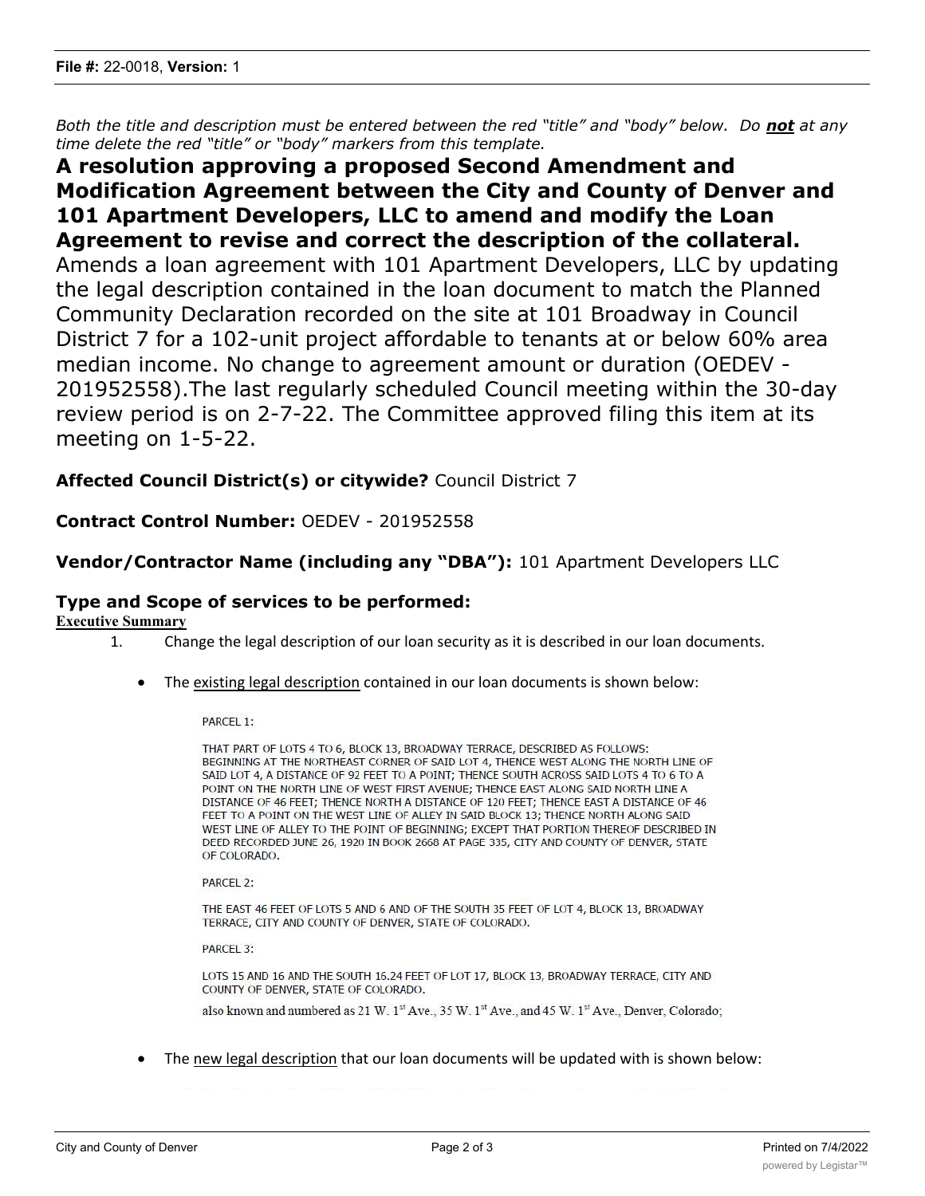*Both the title and description must be entered between the red "title" and "body" below. Do **not** at any time delete the red "title" or "body" markers from this template.*

**A resolution approving a proposed Second Amendment and Modification Agreement between the City and County of Denver and 101 Apartment Developers, LLC to amend and modify the Loan Agreement to revise and correct the description of the collateral.**

Amends a loan agreement with 101 Apartment Developers, LLC by updating the legal description contained in the loan document to match the Planned Community Declaration recorded on the site at 101 Broadway in Council District 7 for a 102-unit project affordable to tenants at or below 60% area median income. No change to agreement amount or duration (OEDEV - 201952558).The last regularly scheduled Council meeting within the 30-day review period is on 2-7-22. The Committee approved filing this item at its meeting on 1-5-22.

**Affected Council District(s) or citywide?** Council District 7

**Contract Control Number:** OEDEV - 201952558

**Vendor/Contractor Name (including any "DBA"):** 101 Apartment Developers LLC

**Type and Scope of services to be performed:**

**Executive Summary**

1. Change the legal description of our loan security as it is described in our loan documents.

   - The existing legal description contained in our loan documents is shown below:

     PARCEL 1:

     THAT PART OF LOTS 4 TO 6, BLOCK 13, BROADWAY TERRACE, DESCRIBED AS FOLLOWS: BEGINNING AT THE NORTHEAST CORNER OF SAID LOT 4, THENCE WEST ALONG THE NORTH LINE OF SAID LOT 4, A DISTANCE OF 92 FEET TO A POINT; THENCE SOUTH ACROSS SAID LOTS 4 TO 6 TO A POINT ON THE NORTH LINE OF WEST FIRST AVENUE; THENCE EAST ALONG SAID NORTH LINE A DISTANCE OF 46 FEET; THENCE NORTH A DISTANCE OF 120 FEET; THENCE EAST A DISTANCE OF 46 FEET TO A POINT ON THE WEST LINE OF ALLEY IN SAID BLOCK 13; THENCE NORTH ALONG SAID WEST LINE OF ALLEY TO THE POINT OF BEGINNING; EXCEPT THAT PORTION THEREOF DESCRIBED IN DEED RECORDED JUNE 26, 1920 IN BOOK 2668 AT PAGE 335, CITY AND COUNTY OF DENVER, STATE OF COLORADO.

     PARCEL 2:

     THE EAST 46 FEET OF LOTS 5 AND 6 AND OF THE SOUTH 35 FEET OF LOT 4, BLOCK 13, BROADWAY TERRACE, CITY AND COUNTY OF DENVER, STATE OF COLORADO.

     PARCEL 3:

     LOTS 15 AND 16 AND THE SOUTH 16.24 FEET OF LOT 17, BLOCK 13, BROADWAY TERRACE, CITY AND COUNTY OF DENVER, STATE OF COLORADO.

     also known and numbered as 21 W. 1st Ave., 35 W. 1st Ave., and 45 W. 1st Ave., Denver, Colorado;

   - The new legal description that our loan documents will be updated with is shown below: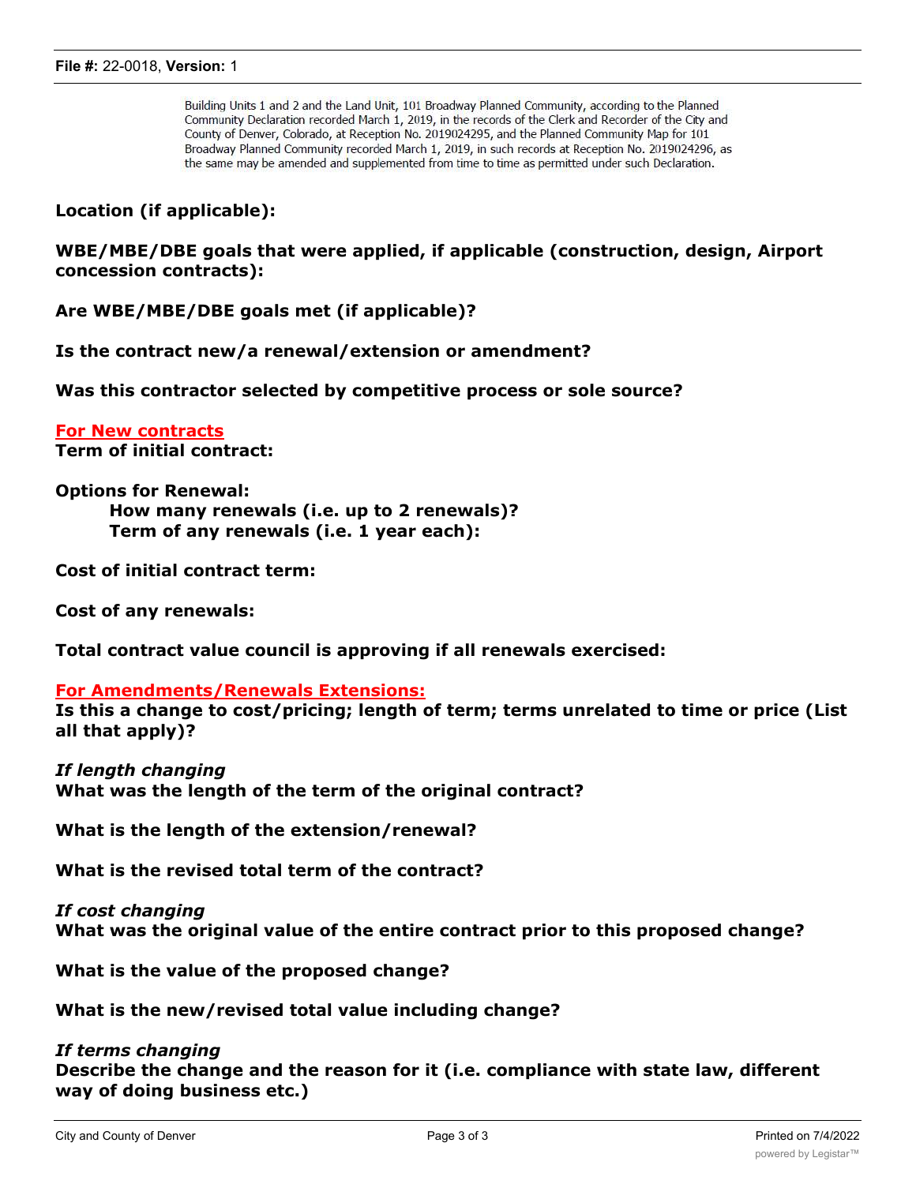Building Units 1 and 2 and the Land Unit, 101 Broadway Planned Community, according to the Planned Community Declaration recorded March 1, 2019, in the records of the Clerk and Recorder of the City and County of Denver, Colorado, at Reception No. 2019024295, and the Planned Community Map for 101 Broadway Planned Community recorded March 1, 2019, in such records at Reception No. 2019024296, as the same may be amended and supplemented from time to time as permitted under such Declaration.

**Location (if applicable):**

**WBE/MBE/DBE goals that were applied, if applicable (construction, design, Airport concession contracts):**

**Are WBE/MBE/DBE goals met (if applicable)?**

**Is the contract new/a renewal/extension or amendment?**

**Was this contractor selected by competitive process or sole source?**

**For New contracts**

**Term of initial contract:**

**Options for Renewal:**

**How many renewals (i.e. up to 2 renewals)?**

**Term of any renewals (i.e. 1 year each):**

**Cost of initial contract term:**

**Cost of any renewals:**

**Total contract value council is approving if all renewals exercised:**

**For Amendments/Renewals Extensions:**

**Is this a change to cost/pricing; length of term; terms unrelated to time or price (List all that apply)?**

***If length changing***

**What was the length of the term of the original contract?**

**What is the length of the extension/renewal?**

**What is the revised total term of the contract?**

***If cost changing***

**What was the original value of the entire contract prior to this proposed change?**

**What is the value of the proposed change?**

**What is the new/revised total value including change?**

***If terms changing***

**Describe the change and the reason for it (i.e. compliance with state law, different way of doing business etc.)**